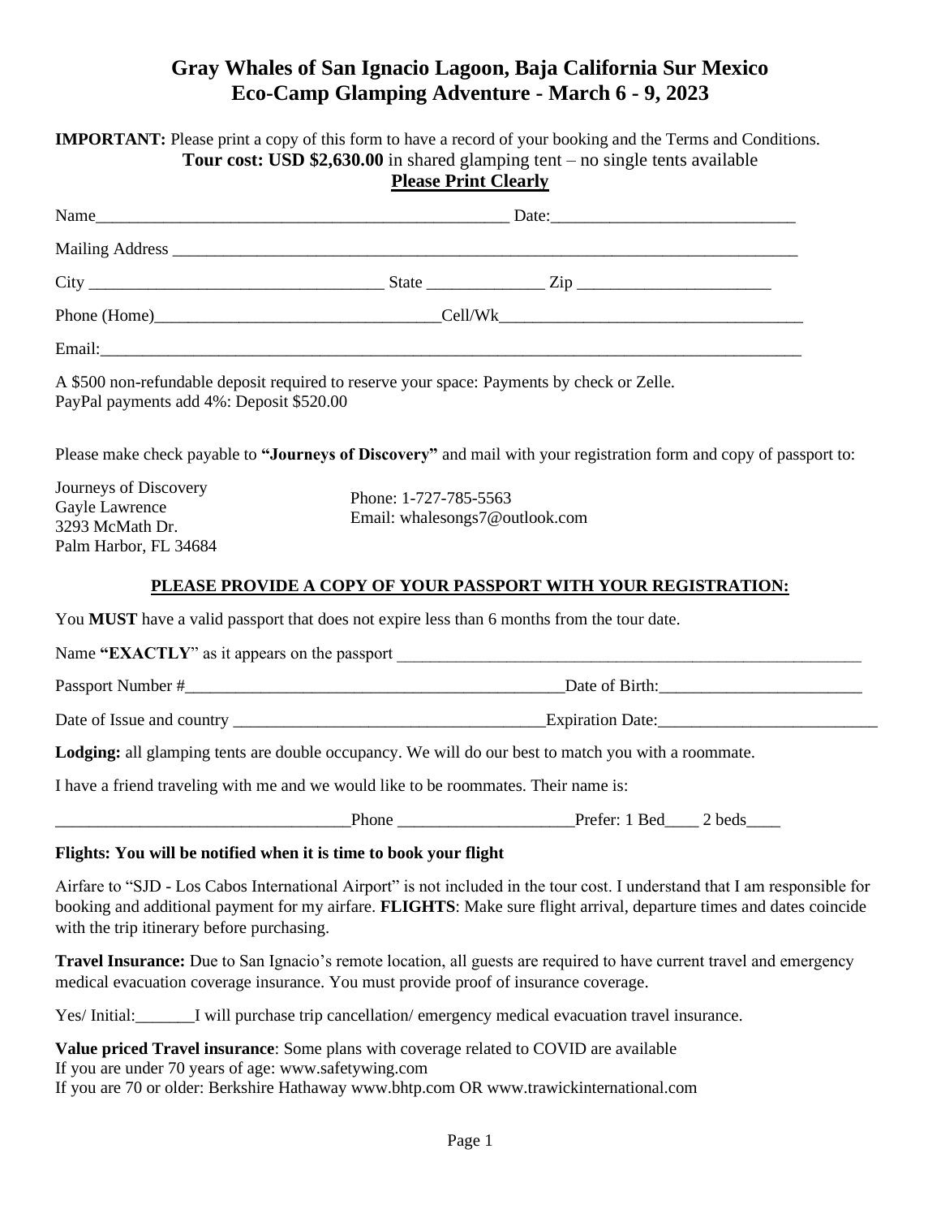# Gray Whales of San Ignacio Lagoon, Baja California Sur Mexico
# Eco-Camp Glamping Adventure - March 6 - 9, 2023

**IMPORTANT:** Please print a copy of this form to have a record of your booking and the Terms and Conditions.

**Tour cost: USD $2,630.00** in shared glamping tent – no single tents available

**Please Print Clearly**

Name__________________________________________________ Date:_____________________________

Mailing Address ___________________________________________________________________________

City ___________________________________ State ______________ Zip _______________________

Phone (Home)__________________________________Cell/Wk____________________________________

Email:_______________________________________________________________________________________

A $500 non-refundable deposit required to reserve your space: Payments by check or Zelle.
PayPal payments add 4%: Deposit $520.00

Please make check payable to **"Journeys of Discovery"** and mail with your registration form and copy of passport to:

Journeys of Discovery
Gayle Lawrence
3293 McMath Dr.
Palm Harbor, FL 34684

Phone: 1-727-785-5563
Email: whalesongs7@outlook.com

**PLEASE PROVIDE A COPY OF YOUR PASSPORT WITH YOUR REGISTRATION:**

You **MUST** have a valid passport that does not expire less than 6 months from the tour date.

Name **"EXACTLY"** as it appears on the passport ___________________________________________________________

Passport Number #_______________________________________________Date of Birth:________________________

Date of Issue and country ______________________________________Expiration Date:__________________________

**Lodging:** all glamping tents are double occupancy. We will do our best to match you with a roommate.

I have a friend traveling with me and we would like to be roommates. Their name is:

___________________________________Phone _____________________Prefer: 1 Bed____ 2 beds____

**Flights: You will be notified when it is time to book your flight**

Airfare to "SJD - Los Cabos International Airport" is not included in the tour cost. I understand that I am responsible for booking and additional payment for my airfare. **FLIGHTS**: Make sure flight arrival, departure times and dates coincide with the trip itinerary before purchasing.

**Travel Insurance:** Due to San Ignacio's remote location, all guests are required to have current travel and emergency medical evacuation coverage insurance. You must provide proof of insurance coverage.

Yes/ Initial:_______I will purchase trip cancellation/ emergency medical evacuation travel insurance.

**Value priced Travel insurance**: Some plans with coverage related to COVID are available
If you are under 70 years of age: www.safetywing.com
If you are 70 or older: Berkshire Hathaway www.bhtp.com OR www.trawickinternational.com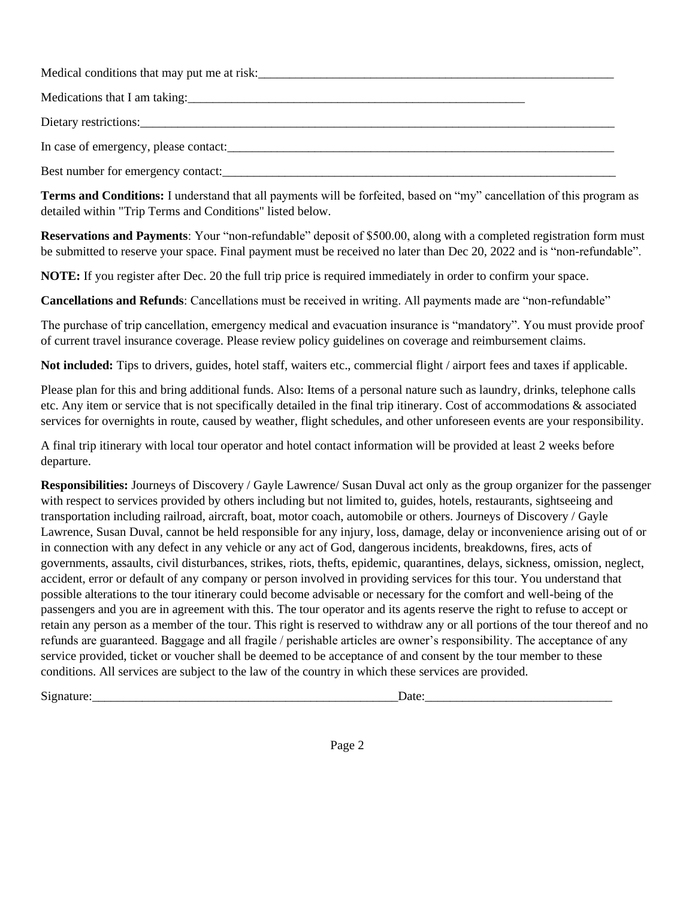Medical conditions that may put me at risk:_____________________________________________________________

Medications that I am taking:_________________________________________________________

Dietary restrictions:__________________________________________________________________________

In case of emergency, please contact:___________________________________________________________

Best number for emergency contact:_____________________________________________________________

**Terms and Conditions:** I understand that all payments will be forfeited, based on "my" cancellation of this program as detailed within "Trip Terms and Conditions" listed below.

**Reservations and Payments**: Your "non-refundable" deposit of $500.00, along with a completed registration form must be submitted to reserve your space. Final payment must be received no later than Dec 20, 2022 and is "non-refundable".

**NOTE:** If you register after Dec. 20 the full trip price is required immediately in order to confirm your space.

**Cancellations and Refunds**: Cancellations must be received in writing. All payments made are "non-refundable"

The purchase of trip cancellation, emergency medical and evacuation insurance is "mandatory". You must provide proof of current travel insurance coverage. Please review policy guidelines on coverage and reimbursement claims.

**Not included:** Tips to drivers, guides, hotel staff, waiters etc., commercial flight / airport fees and taxes if applicable.

Please plan for this and bring additional funds. Also: Items of a personal nature such as laundry, drinks, telephone calls etc. Any item or service that is not specifically detailed in the final trip itinerary. Cost of accommodations & associated services for overnights in route, caused by weather, flight schedules, and other unforeseen events are your responsibility.

A final trip itinerary with local tour operator and hotel contact information will be provided at least 2 weeks before departure.

**Responsibilities:** Journeys of Discovery / Gayle Lawrence/ Susan Duval act only as the group organizer for the passenger with respect to services provided by others including but not limited to, guides, hotels, restaurants, sightseeing and transportation including railroad, aircraft, boat, motor coach, automobile or others. Journeys of Discovery / Gayle Lawrence, Susan Duval, cannot be held responsible for any injury, loss, damage, delay or inconvenience arising out of or in connection with any defect in any vehicle or any act of God, dangerous incidents, breakdowns, fires, acts of governments, assaults, civil disturbances, strikes, riots, thefts, epidemic, quarantines, delays, sickness, omission, neglect, accident, error or default of any company or person involved in providing services for this tour. You understand that possible alterations to the tour itinerary could become advisable or necessary for the comfort and well-being of the passengers and you are in agreement with this. The tour operator and its agents reserve the right to refuse to accept or retain any person as a member of the tour. This right is reserved to withdraw any or all portions of the tour thereof and no refunds are guaranteed. Baggage and all fragile / perishable articles are owner's responsibility. The acceptance of any service provided, ticket or voucher shall be deemed to be acceptance of and consent by the tour member to these conditions. All services are subject to the law of the country in which these services are provided.

Signature:___________________________________________________Date:______________________________